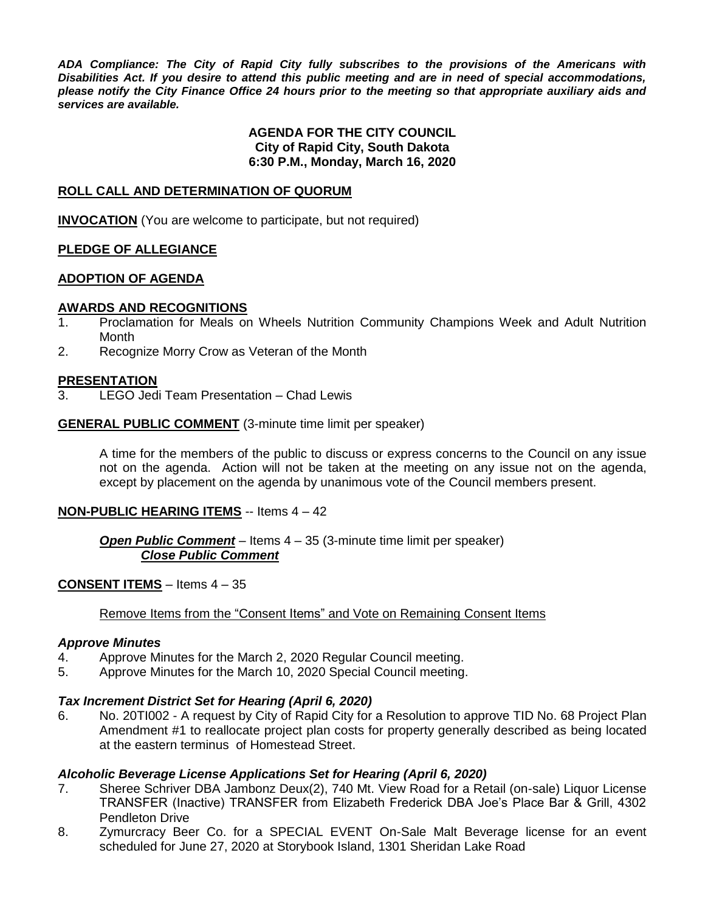***ADA Compliance: The City of Rapid City fully subscribes to the provisions of the Americans with Disabilities Act. If you desire to attend this public meeting and are in need of special accommodations, please notify the City Finance Office 24 hours prior to the meeting so that appropriate auxiliary aids and services are available.***

**AGENDA FOR THE CITY COUNCIL**
**City of Rapid City, South Dakota**
**6:30 P.M., Monday, March 16, 2020**

**ROLL CALL AND DETERMINATION OF QUORUM**

**INVOCATION** (You are welcome to participate, but not required)

**PLEDGE OF ALLEGIANCE**

**ADOPTION OF AGENDA**

**AWARDS AND RECOGNITIONS**

1. Proclamation for Meals on Wheels Nutrition Community Champions Week and Adult Nutrition Month
2. Recognize Morry Crow as Veteran of the Month

**PRESENTATION**

3. LEGO Jedi Team Presentation – Chad Lewis

**GENERAL PUBLIC COMMENT** (3-minute time limit per speaker)

A time for the members of the public to discuss or express concerns to the Council on any issue not on the agenda. Action will not be taken at the meeting on any issue not on the agenda, except by placement on the agenda by unanimous vote of the Council members present.

**NON-PUBLIC HEARING ITEMS** -- Items 4 – 42

***Open Public Comment*** – Items 4 – 35 (3-minute time limit per speaker)
***Close Public Comment***

**CONSENT ITEMS** – Items 4 – 35

Remove Items from the "Consent Items" and Vote on Remaining Consent Items

***Approve Minutes***

4. Approve Minutes for the March 2, 2020 Regular Council meeting.
5. Approve Minutes for the March 10, 2020 Special Council meeting.

***Tax Increment District Set for Hearing (April 6, 2020)***

6. No. 20TI002 - A request by City of Rapid City for a Resolution to approve TID No. 68 Project Plan Amendment #1 to reallocate project plan costs for property generally described as being located at the eastern terminus of Homestead Street.

***Alcoholic Beverage License Applications Set for Hearing (April 6, 2020)***

7. Sheree Schriver DBA Jambonz Deux(2), 740 Mt. View Road for a Retail (on-sale) Liquor License TRANSFER (Inactive) TRANSFER from Elizabeth Frederick DBA Joe's Place Bar & Grill, 4302 Pendleton Drive
8. Zymurcracy Beer Co. for a SPECIAL EVENT On-Sale Malt Beverage license for an event scheduled for June 27, 2020 at Storybook Island, 1301 Sheridan Lake Road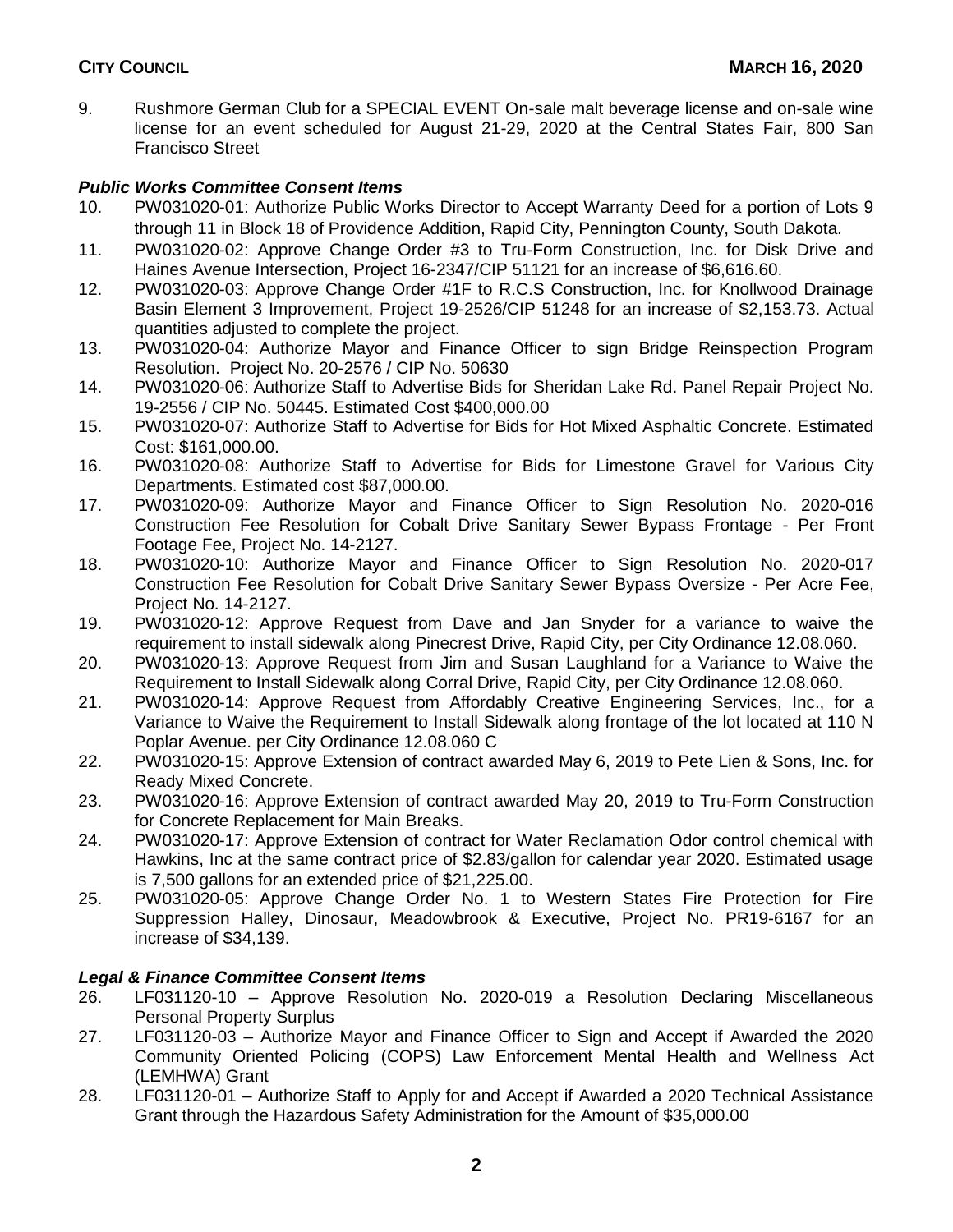9. Rushmore German Club for a SPECIAL EVENT On-sale malt beverage license and on-sale wine license for an event scheduled for August 21-29, 2020 at the Central States Fair, 800 San Francisco Street

### *Public Works Committee Consent Items*

10. PW031020-01: Authorize Public Works Director to Accept Warranty Deed for a portion of Lots 9 through 11 in Block 18 of Providence Addition, Rapid City, Pennington County, South Dakota.
11. PW031020-02: Approve Change Order #3 to Tru-Form Construction, Inc. for Disk Drive and Haines Avenue Intersection, Project 16-2347/CIP 51121 for an increase of $6,616.60.
12. PW031020-03: Approve Change Order #1F to R.C.S Construction, Inc. for Knollwood Drainage Basin Element 3 Improvement, Project 19-2526/CIP 51248 for an increase of $2,153.73. Actual quantities adjusted to complete the project.
13. PW031020-04: Authorize Mayor and Finance Officer to sign Bridge Reinspection Program Resolution. Project No. 20-2576 / CIP No. 50630
14. PW031020-06: Authorize Staff to Advertise Bids for Sheridan Lake Rd. Panel Repair Project No. 19-2556 / CIP No. 50445. Estimated Cost $400,000.00
15. PW031020-07: Authorize Staff to Advertise for Bids for Hot Mixed Asphaltic Concrete. Estimated Cost: $161,000.00.
16. PW031020-08: Authorize Staff to Advertise for Bids for Limestone Gravel for Various City Departments. Estimated cost $87,000.00.
17. PW031020-09: Authorize Mayor and Finance Officer to Sign Resolution No. 2020-016 Construction Fee Resolution for Cobalt Drive Sanitary Sewer Bypass Frontage - Per Front Footage Fee, Project No. 14-2127.
18. PW031020-10: Authorize Mayor and Finance Officer to Sign Resolution No. 2020-017 Construction Fee Resolution for Cobalt Drive Sanitary Sewer Bypass Oversize - Per Acre Fee, Project No. 14-2127.
19. PW031020-12: Approve Request from Dave and Jan Snyder for a variance to waive the requirement to install sidewalk along Pinecrest Drive, Rapid City, per City Ordinance 12.08.060.
20. PW031020-13: Approve Request from Jim and Susan Laughland for a Variance to Waive the Requirement to Install Sidewalk along Corral Drive, Rapid City, per City Ordinance 12.08.060.
21. PW031020-14: Approve Request from Affordably Creative Engineering Services, Inc., for a Variance to Waive the Requirement to Install Sidewalk along frontage of the lot located at 110 N Poplar Avenue. per City Ordinance 12.08.060 C
22. PW031020-15: Approve Extension of contract awarded May 6, 2019 to Pete Lien & Sons, Inc. for Ready Mixed Concrete.
23. PW031020-16: Approve Extension of contract awarded May 20, 2019 to Tru-Form Construction for Concrete Replacement for Main Breaks.
24. PW031020-17: Approve Extension of contract for Water Reclamation Odor control chemical with Hawkins, Inc at the same contract price of $2.83/gallon for calendar year 2020. Estimated usage is 7,500 gallons for an extended price of $21,225.00.
25. PW031020-05: Approve Change Order No. 1 to Western States Fire Protection for Fire Suppression Halley, Dinosaur, Meadowbrook & Executive, Project No. PR19-6167 for an increase of $34,139.

### *Legal & Finance Committee Consent Items*

26. LF031120-10 – Approve Resolution No. 2020-019 a Resolution Declaring Miscellaneous Personal Property Surplus
27. LF031120-03 – Authorize Mayor and Finance Officer to Sign and Accept if Awarded the 2020 Community Oriented Policing (COPS) Law Enforcement Mental Health and Wellness Act (LEMHWA) Grant
28. LF031120-01 – Authorize Staff to Apply for and Accept if Awarded a 2020 Technical Assistance Grant through the Hazardous Safety Administration for the Amount of $35,000.00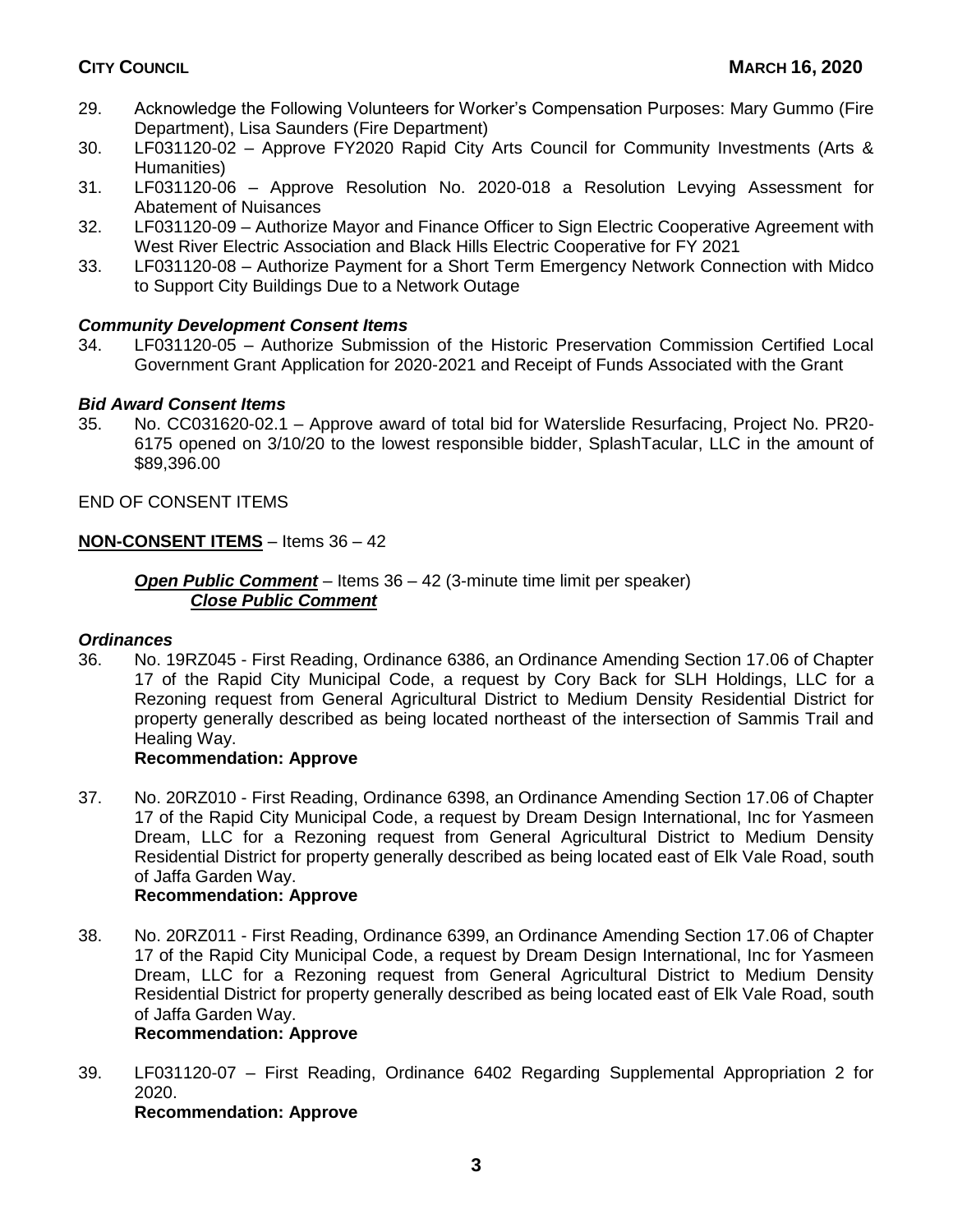29. Acknowledge the Following Volunteers for Worker's Compensation Purposes: Mary Gummo (Fire Department), Lisa Saunders (Fire Department)
30. LF031120-02 – Approve FY2020 Rapid City Arts Council for Community Investments (Arts & Humanities)
31. LF031120-06 – Approve Resolution No. 2020-018 a Resolution Levying Assessment for Abatement of Nuisances
32. LF031120-09 – Authorize Mayor and Finance Officer to Sign Electric Cooperative Agreement with West River Electric Association and Black Hills Electric Cooperative for FY 2021
33. LF031120-08 – Authorize Payment for a Short Term Emergency Network Connection with Midco to Support City Buildings Due to a Network Outage

***Community Development Consent Items***

34. LF031120-05 – Authorize Submission of the Historic Preservation Commission Certified Local Government Grant Application for 2020-2021 and Receipt of Funds Associated with the Grant

***Bid Award Consent Items***

35. No. CC031620-02.1 – Approve award of total bid for Waterslide Resurfacing, Project No. PR20-6175 opened on 3/10/20 to the lowest responsible bidder, SplashTacular, LLC in the amount of $89,396.00

END OF CONSENT ITEMS

**NON-CONSENT ITEMS** – Items 36 – 42

***Open Public Comment*** – Items 36 – 42 (3-minute time limit per speaker)
***Close Public Comment***

***Ordinances***

36. No. 19RZ045 - First Reading, Ordinance 6386, an Ordinance Amending Section 17.06 of Chapter 17 of the Rapid City Municipal Code, a request by Cory Back for SLH Holdings, LLC for a Rezoning request from General Agricultural District to Medium Density Residential District for property generally described as being located northeast of the intersection of Sammis Trail and Healing Way.
**Recommendation: Approve**

37. No. 20RZ010 - First Reading, Ordinance 6398, an Ordinance Amending Section 17.06 of Chapter 17 of the Rapid City Municipal Code, a request by Dream Design International, Inc for Yasmeen Dream, LLC for a Rezoning request from General Agricultural District to Medium Density Residential District for property generally described as being located east of Elk Vale Road, south of Jaffa Garden Way.
**Recommendation: Approve**

38. No. 20RZ011 - First Reading, Ordinance 6399, an Ordinance Amending Section 17.06 of Chapter 17 of the Rapid City Municipal Code, a request by Dream Design International, Inc for Yasmeen Dream, LLC for a Rezoning request from General Agricultural District to Medium Density Residential District for property generally described as being located east of Elk Vale Road, south of Jaffa Garden Way.
**Recommendation: Approve**

39. LF031120-07 – First Reading, Ordinance 6402 Regarding Supplemental Appropriation 2 for 2020.
**Recommendation: Approve**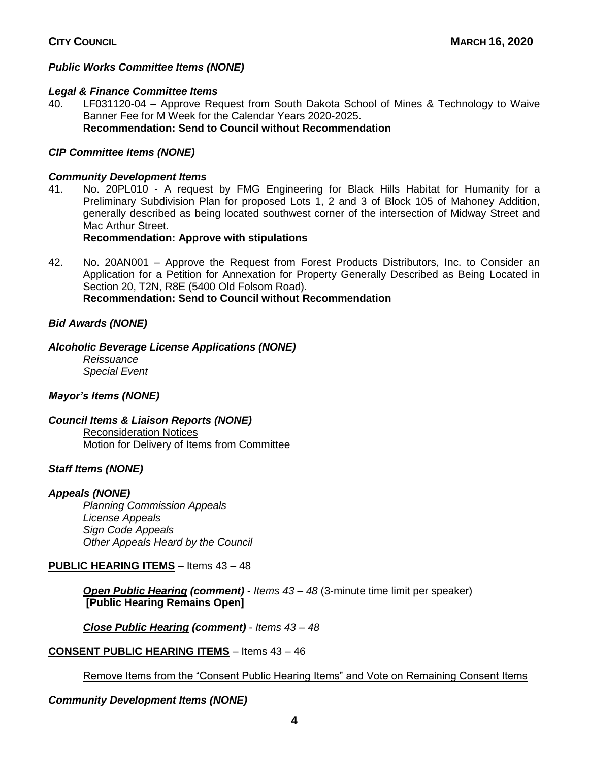***Public Works Committee Items (NONE)***

***Legal & Finance Committee Items***

40. LF031120-04 – Approve Request from South Dakota School of Mines & Technology to Waive Banner Fee for M Week for the Calendar Years 2020-2025.
**Recommendation: Send to Council without Recommendation**

***CIP Committee Items (NONE)***

***Community Development Items***

41. No. 20PL010 - A request by FMG Engineering for Black Hills Habitat for Humanity for a Preliminary Subdivision Plan for proposed Lots 1, 2 and 3 of Block 105 of Mahoney Addition, generally described as being located southwest corner of the intersection of Midway Street and Mac Arthur Street.
**Recommendation: Approve with stipulations**

42. No. 20AN001 – Approve the Request from Forest Products Distributors, Inc. to Consider an Application for a Petition for Annexation for Property Generally Described as Being Located in Section 20, T2N, R8E (5400 Old Folsom Road).
**Recommendation: Send to Council without Recommendation**

***Bid Awards (NONE)***

***Alcoholic Beverage License Applications (NONE)***

*Reissuance*
*Special Event*

***Mayor's Items (NONE)***

***Council Items & Liaison Reports (NONE)***

Reconsideration Notices
Motion for Delivery of Items from Committee

***Staff Items (NONE)***

***Appeals (NONE)***

*Planning Commission Appeals*
*License Appeals*
*Sign Code Appeals*
*Other Appeals Heard by the Council*

**PUBLIC HEARING ITEMS** – Items 43 – 48

***Open Public Hearing (comment)*** - *Items 43 – 48* (3-minute time limit per speaker)
**[Public Hearing Remains Open]**

***Close Public Hearing (comment)*** - *Items 43 – 48*

**CONSENT PUBLIC HEARING ITEMS** – Items 43 – 46

Remove Items from the "Consent Public Hearing Items" and Vote on Remaining Consent Items

***Community Development Items (NONE)***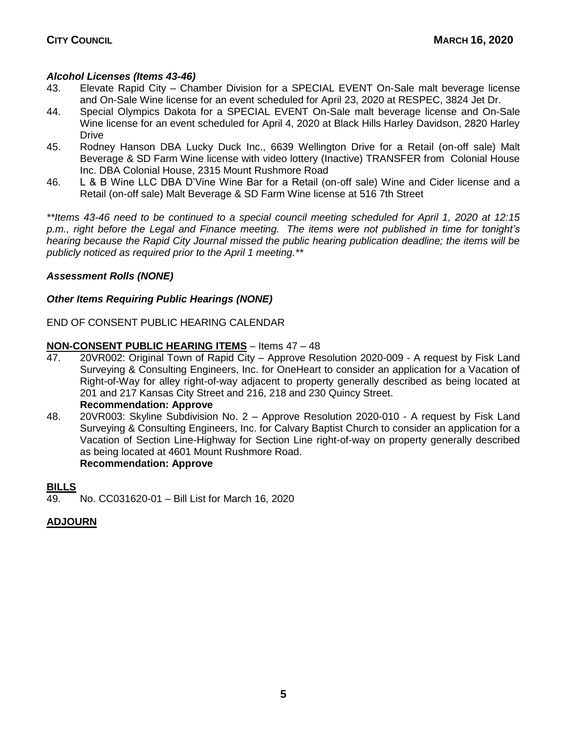### *Alcohol Licenses (Items 43-46)*

43. Elevate Rapid City – Chamber Division for a SPECIAL EVENT On-Sale malt beverage license and On-Sale Wine license for an event scheduled for April 23, 2020 at RESPEC, 3824 Jet Dr.
44. Special Olympics Dakota for a SPECIAL EVENT On-Sale malt beverage license and On-Sale Wine license for an event scheduled for April 4, 2020 at Black Hills Harley Davidson, 2820 Harley Drive
45. Rodney Hanson DBA Lucky Duck Inc., 6639 Wellington Drive for a Retail (on-off sale) Malt Beverage & SD Farm Wine license with video lottery (Inactive) TRANSFER from Colonial House Inc. DBA Colonial House, 2315 Mount Rushmore Road
46. L & B Wine LLC DBA D'Vine Wine Bar for a Retail (on-off sale) Wine and Cider license and a Retail (on-off sale) Malt Beverage & SD Farm Wine license at 516 7th Street

*\*\*Items 43-46 need to be continued to a special council meeting scheduled for April 1, 2020 at 12:15 p.m., right before the Legal and Finance meeting. The items were not published in time for tonight's hearing because the Rapid City Journal missed the public hearing publication deadline; the items will be publicly noticed as required prior to the April 1 meeting.\*\**

### *Assessment Rolls (NONE)*

### *Other Items Requiring Public Hearings (NONE)*

END OF CONSENT PUBLIC HEARING CALENDAR

**NON-CONSENT PUBLIC HEARING ITEMS** – Items 47 – 48

47. 20VR002: Original Town of Rapid City – Approve Resolution 2020-009 - A request by Fisk Land Surveying & Consulting Engineers, Inc. for OneHeart to consider an application for a Vacation of Right-of-Way for alley right-of-way adjacent to property generally described as being located at 201 and 217 Kansas City Street and 216, 218 and 230 Quincy Street.
    **Recommendation: Approve**
48. 20VR003: Skyline Subdivision No. 2 – Approve Resolution 2020-010 - A request by Fisk Land Surveying & Consulting Engineers, Inc. for Calvary Baptist Church to consider an application for a Vacation of Section Line-Highway for Section Line right-of-way on property generally described as being located at 4601 Mount Rushmore Road.
    **Recommendation: Approve**

**BILLS**

49. No. CC031620-01 – Bill List for March 16, 2020

**ADJOURN**